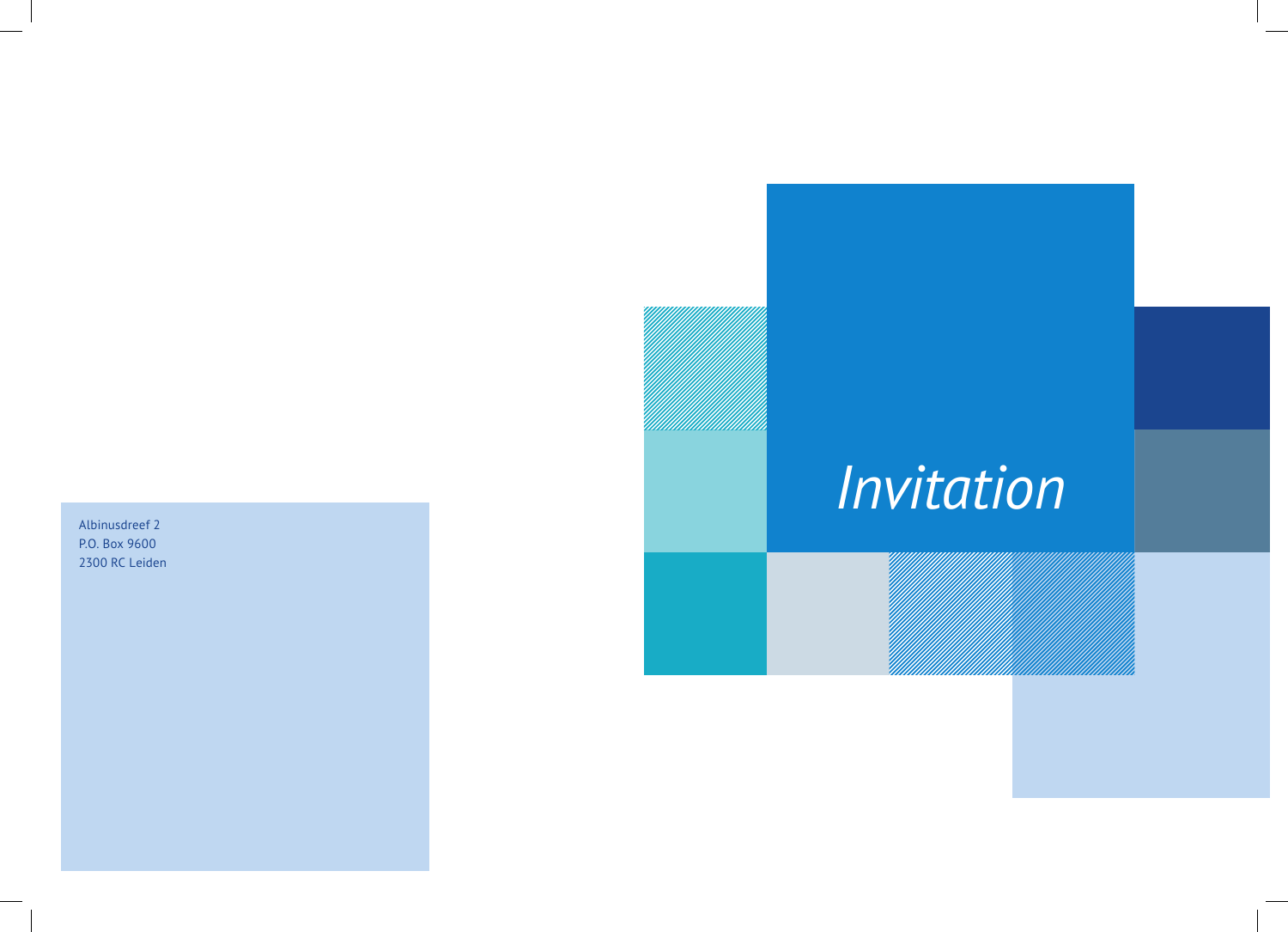Albinusdreef 2
P.O. Box 9600
2300 RC Leiden

*Invitation*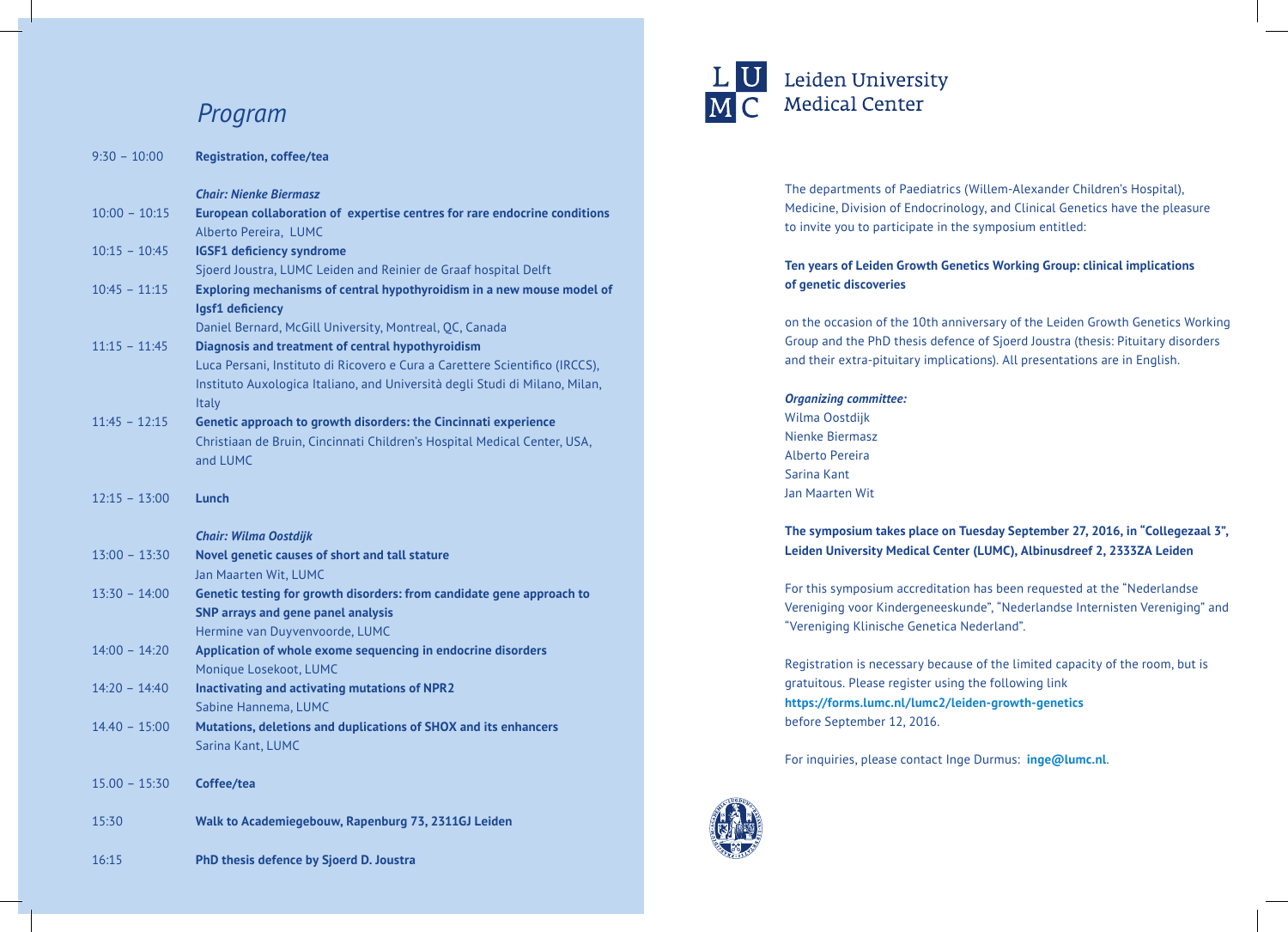# Program

| | |
|---|---|
| 9:30 – 10:00 | **Registration, coffee/tea** |
| | ***Chair: Nienke Biermasz*** |
| 10:00 – 10:15 | **European collaboration of expertise centres for rare endocrine conditions**<br>Alberto Pereira, LUMC |
| 10:15 – 10:45 | **IGSF1 deficiency syndrome**<br>Sjoerd Joustra, LUMC Leiden and Reinier de Graaf hospital Delft |
| 10:45 – 11:15 | **Exploring mechanisms of central hypothyroidism in a new mouse model of Igsf1 deficiency**<br>Daniel Bernard, McGill University, Montreal, QC, Canada |
| 11:15 – 11:45 | **Diagnosis and treatment of central hypothyroidism**<br>Luca Persani, Instituto di Ricovero e Cura a Carettere Scientifico (IRCCS), Instituto Auxologica Italiano, and Università degli Studi di Milano, Milan, Italy |
| 11:45 – 12:15 | **Genetic approach to growth disorders: the Cincinnati experience**<br>Christiaan de Bruin, Cincinnati Children's Hospital Medical Center, USA, and LUMC |
| 12:15 – 13:00 | **Lunch** |
| | ***Chair: Wilma Oostdijk*** |
| 13:00 – 13:30 | **Novel genetic causes of short and tall stature**<br>Jan Maarten Wit, LUMC |
| 13:30 – 14:00 | **Genetic testing for growth disorders: from candidate gene approach to SNP arrays and gene panel analysis**<br>Hermine van Duyvenvoorde, LUMC |
| 14:00 – 14:20 | **Application of whole exome sequencing in endocrine disorders**<br>Monique Losekoot, LUMC |
| 14:20 – 14:40 | **Inactivating and activating mutations of NPR2**<br>Sabine Hannema, LUMC |
| 14.40 – 15:00 | **Mutations, deletions and duplications of SHOX and its enhancers**<br>Sarina Kant, LUMC |
| 15.00 – 15:30 | **Coffee/tea** |
| 15:30 | **Walk to Academiegebouw, Rapenburg 73, 2311GJ Leiden** |
| 16:15 | **PhD thesis defence by Sjoerd D. Joustra** |

Leiden University Medical Center

The departments of Paediatrics (Willem-Alexander Children's Hospital), Medicine, Division of Endocrinology, and Clinical Genetics have the pleasure to invite you to participate in the symposium entitled:

**Ten years of Leiden Growth Genetics Working Group: clinical implications of genetic discoveries**

on the occasion of the 10th anniversary of the Leiden Growth Genetics Working Group and the PhD thesis defence of Sjoerd Joustra (thesis: Pituitary disorders and their extra-pituitary implications). All presentations are in English.

***Organizing committee:***
Wilma Oostdijk
Nienke Biermasz
Alberto Pereira
Sarina Kant
Jan Maarten Wit

**The symposium takes place on Tuesday September 27, 2016, in "Collegezaal 3", Leiden University Medical Center (LUMC), Albinusdreef 2, 2333ZA Leiden**

For this symposium accreditation has been requested at the "Nederlandse Vereniging voor Kindergeneeskunde", "Nederlandse Internisten Vereniging" and "Vereniging Klinische Genetica Nederland".

Registration is necessary because of the limited capacity of the room, but is gratuitous. Please register using the following link **https://forms.lumc.nl/lumc2/leiden-growth-genetics** before September 12, 2016.

For inquiries, please contact Inge Durmus: **inge@lumc.nl**.